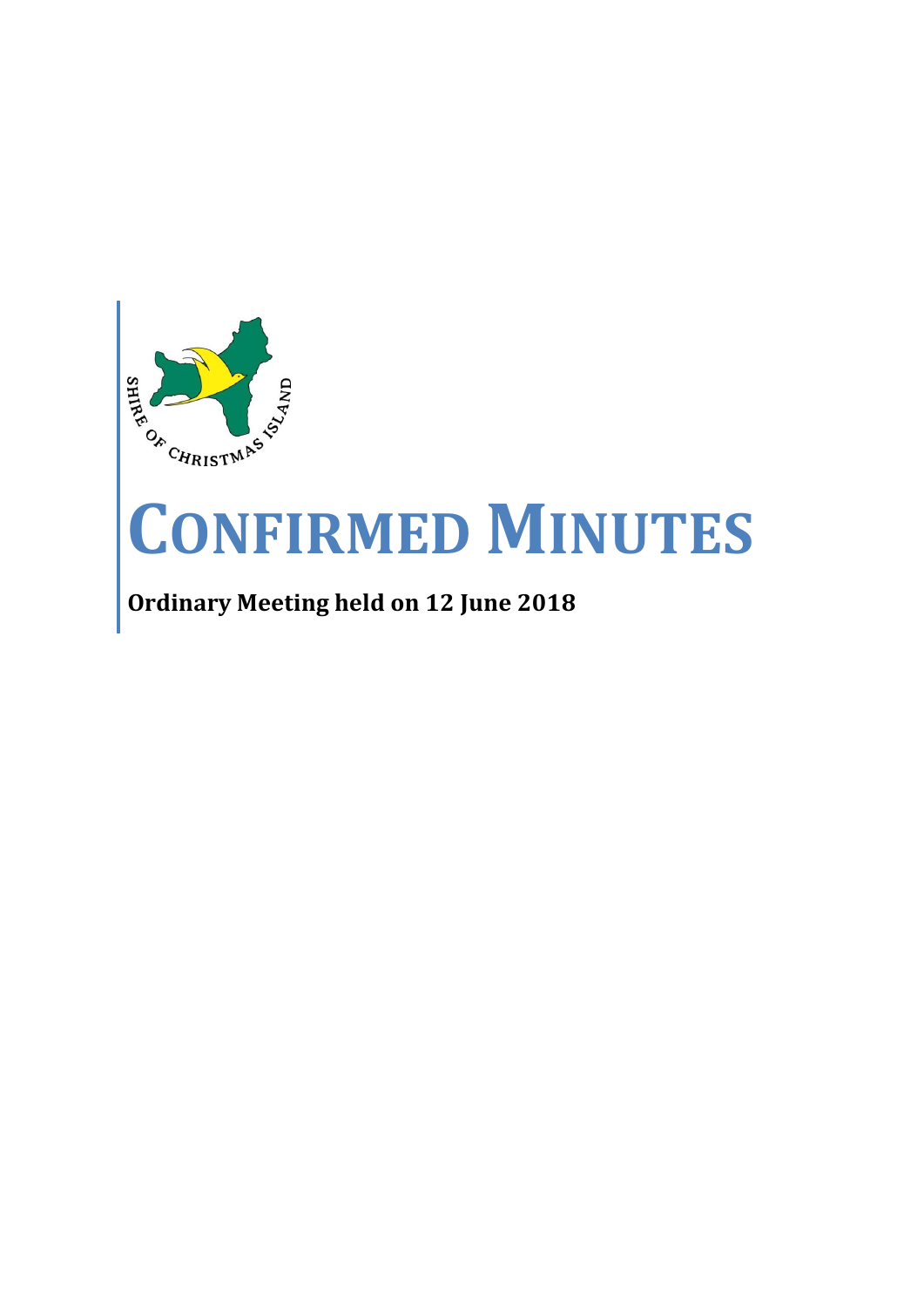SHIRE OF CHRISTMAS ISLAND

# CONFIRMED MINUTES

**Ordinary Meeting held on 12 June 2018**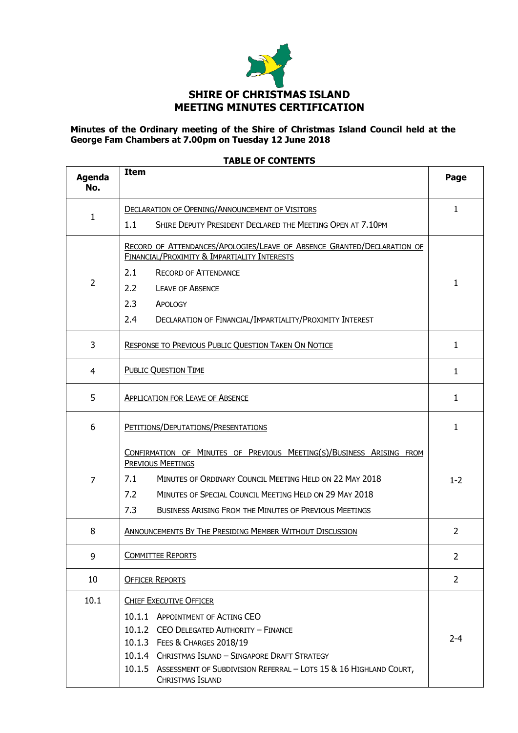# SHIRE OF CHRISTMAS ISLAND
# MEETING MINUTES CERTIFICATION

**Minutes of the Ordinary meeting of the Shire of Christmas Island Council held at the George Fam Chambers at 7.00pm on Tuesday 12 June 2018**

**TABLE OF CONTENTS**

| Agenda No. | Item | Page |
|---|---|---|
| 1 | DECLARATION OF OPENING/ANNOUNCEMENT OF VISITORS<br>1.1 SHIRE DEPUTY PRESIDENT DECLARED THE MEETING OPEN AT 7.10PM | 1 |
| 2 | RECORD OF ATTENDANCES/APOLOGIES/LEAVE OF ABSENCE GRANTED/DECLARATION OF FINANCIAL/PROXIMITY & IMPARTIALITY INTERESTS<br>2.1 RECORD OF ATTENDANCE<br>2.2 LEAVE OF ABSENCE<br>2.3 APOLOGY<br>2.4 DECLARATION OF FINANCIAL/IMPARTIALITY/PROXIMITY INTEREST | 1 |
| 3 | RESPONSE TO PREVIOUS PUBLIC QUESTION TAKEN ON NOTICE | 1 |
| 4 | PUBLIC QUESTION TIME | 1 |
| 5 | APPLICATION FOR LEAVE OF ABSENCE | 1 |
| 6 | PETITIONS/DEPUTATIONS/PRESENTATIONS | 1 |
| 7 | CONFIRMATION OF MINUTES OF PREVIOUS MEETING(S)/BUSINESS ARISING FROM PREVIOUS MEETINGS<br>7.1 MINUTES OF ORDINARY COUNCIL MEETING HELD ON 22 MAY 2018<br>7.2 MINUTES OF SPECIAL COUNCIL MEETING HELD ON 29 MAY 2018<br>7.3 BUSINESS ARISING FROM THE MINUTES OF PREVIOUS MEETINGS | 1-2 |
| 8 | ANNOUNCEMENTS BY THE PRESIDING MEMBER WITHOUT DISCUSSION | 2 |
| 9 | COMMITTEE REPORTS | 2 |
| 10 | OFFICER REPORTS | 2 |
| 10.1 | CHIEF EXECUTIVE OFFICER<br>10.1.1 APPOINTMENT OF ACTING CEO<br>10.1.2 CEO DELEGATED AUTHORITY – FINANCE<br>10.1.3 FEES & CHARGES 2018/19<br>10.1.4 CHRISTMAS ISLAND – SINGAPORE DRAFT STRATEGY<br>10.1.5 ASSESSMENT OF SUBDIVISION REFERRAL – LOTS 15 & 16 HIGHLAND COURT, CHRISTMAS ISLAND | 2-4 |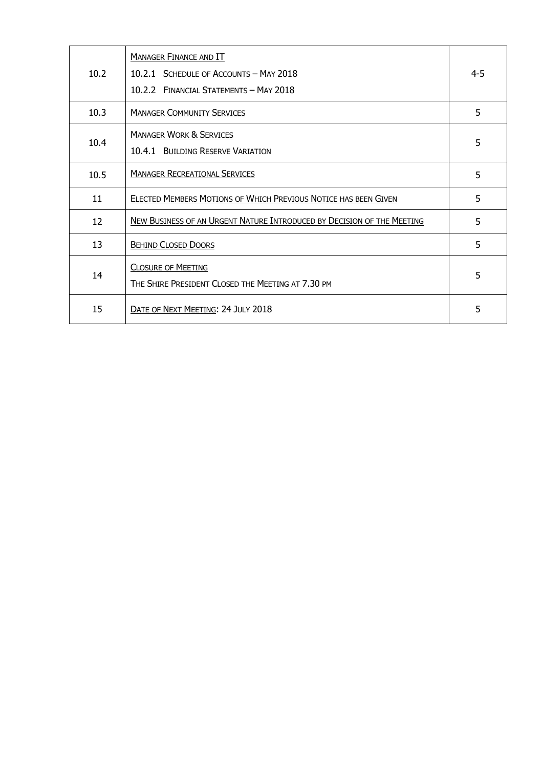| | | |
|---|---|---|
| 10.2 | MANAGER FINANCE AND IT<br>10.2.1 SCHEDULE OF ACCOUNTS – MAY 2018<br>10.2.2 FINANCIAL STATEMENTS – MAY 2018 | 4-5 |
| 10.3 | MANAGER COMMUNITY SERVICES | 5 |
| 10.4 | MANAGER WORK & SERVICES<br>10.4.1 BUILDING RESERVE VARIATION | 5 |
| 10.5 | MANAGER RECREATIONAL SERVICES | 5 |
| 11 | ELECTED MEMBERS MOTIONS OF WHICH PREVIOUS NOTICE HAS BEEN GIVEN | 5 |
| 12 | NEW BUSINESS OF AN URGENT NATURE INTRODUCED BY DECISION OF THE MEETING | 5 |
| 13 | BEHIND CLOSED DOORS | 5 |
| 14 | CLOSURE OF MEETING<br>THE SHIRE PRESIDENT CLOSED THE MEETING AT 7.30 PM | 5 |
| 15 | DATE OF NEXT MEETING: 24 JULY 2018 | 5 |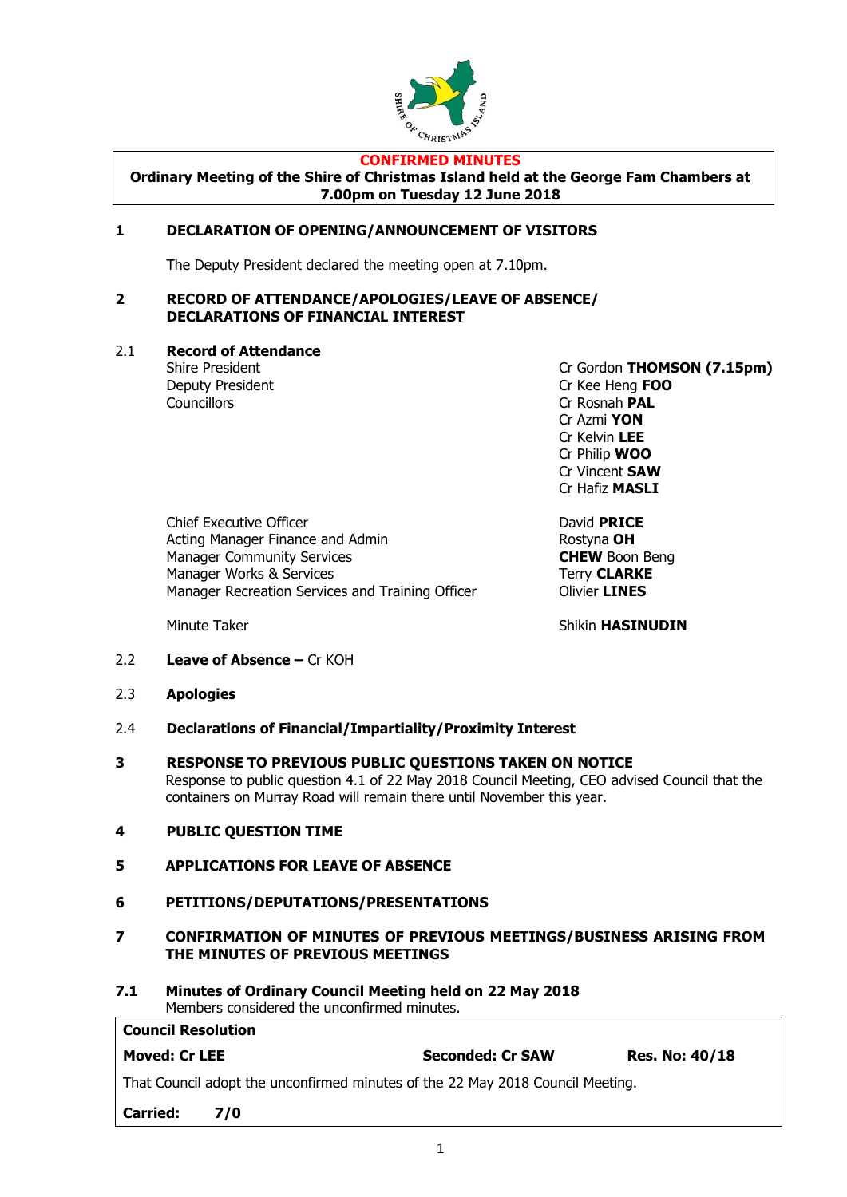**CONFIRMED MINUTES**

**Ordinary Meeting of the Shire of Christmas Island held at the George Fam Chambers at 7.00pm on Tuesday 12 June 2018**

## 1 DECLARATION OF OPENING/ANNOUNCEMENT OF VISITORS

The Deputy President declared the meeting open at 7.10pm.

## 2 RECORD OF ATTENDANCE/APOLOGIES/LEAVE OF ABSENCE/ DECLARATIONS OF FINANCIAL INTEREST

### 2.1 Record of Attendance

| | |
|---|---|
| Shire President | Cr Gordon **THOMSON (7.15pm)** |
| Deputy President | Cr Kee Heng **FOO** |
| Councillors | Cr Rosnah **PAL** |
| | Cr Azmi **YON** |
| | Cr Kelvin **LEE** |
| | Cr Philip **WOO** |
| | Cr Vincent **SAW** |
| | Cr Hafiz **MASLI** |
| Chief Executive Officer | David **PRICE** |
| Acting Manager Finance and Admin | Rostyna **OH** |
| Manager Community Services | **CHEW** Boon Beng |
| Manager Works & Services | Terry **CLARKE** |
| Manager Recreation Services and Training Officer | Olivier **LINES** |
| Minute Taker | Shikin **HASINUDIN** |

### 2.2 Leave of Absence – Cr KOH

### 2.3 Apologies

### 2.4 Declarations of Financial/Impartiality/Proximity Interest

## 3 RESPONSE TO PREVIOUS PUBLIC QUESTIONS TAKEN ON NOTICE

Response to public question 4.1 of 22 May 2018 Council Meeting, CEO advised Council that the containers on Murray Road will remain there until November this year.

## 4 PUBLIC QUESTION TIME

## 5 APPLICATIONS FOR LEAVE OF ABSENCE

## 6 PETITIONS/DEPUTATIONS/PRESENTATIONS

## 7 CONFIRMATION OF MINUTES OF PREVIOUS MEETINGS/BUSINESS ARISING FROM THE MINUTES OF PREVIOUS MEETINGS

### 7.1 Minutes of Ordinary Council Meeting held on 22 May 2018

Members considered the unconfirmed minutes.

**Council Resolution**

**Moved: Cr LEE** | **Seconded: Cr SAW** | **Res. No: 40/18**

That Council adopt the unconfirmed minutes of the 22 May 2018 Council Meeting.

**Carried: 7/0**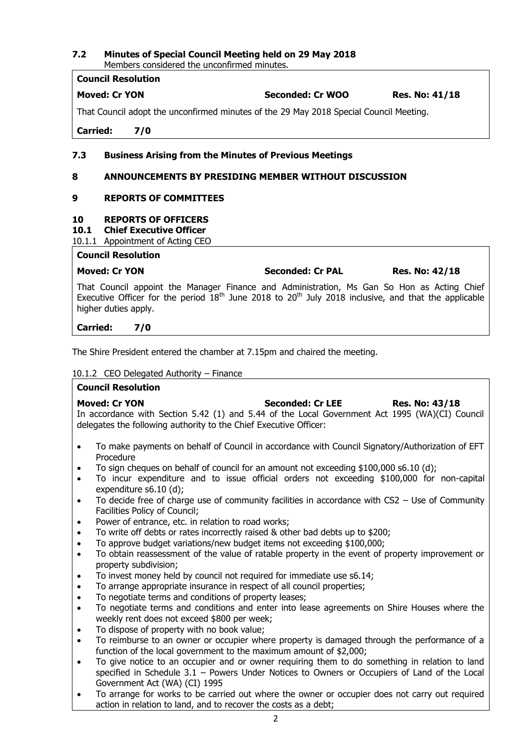### 7.2 Minutes of Special Council Meeting held on 29 May 2018

Members considered the unconfirmed minutes.

**Council Resolution**

**Moved: Cr YON** **Seconded: Cr WOO** **Res. No: 41/18**

That Council adopt the unconfirmed minutes of the 29 May 2018 Special Council Meeting.

**Carried: 7/0**

### 7.3 Business Arising from the Minutes of Previous Meetings

## 8 ANNOUNCEMENTS BY PRESIDING MEMBER WITHOUT DISCUSSION

## 9 REPORTS OF COMMITTEES

## 10 REPORTS OF OFFICERS

### 10.1 Chief Executive Officer

10.1.1 Appointment of Acting CEO

**Council Resolution**

**Moved: Cr YON** **Seconded: Cr PAL** **Res. No: 42/18**

That Council appoint the Manager Finance and Administration, Ms Gan So Hon as Acting Chief Executive Officer for the period 18th June 2018 to 20th July 2018 inclusive, and that the applicable higher duties apply.

**Carried: 7/0**

The Shire President entered the chamber at 7.15pm and chaired the meeting.

10.1.2 CEO Delegated Authority – Finance

**Council Resolution**

**Moved: Cr YON** **Seconded: Cr LEE** **Res. No: 43/18**

In accordance with Section 5.42 (1) and 5.44 of the Local Government Act 1995 (WA)(CI) Council delegates the following authority to the Chief Executive Officer:

- To make payments on behalf of Council in accordance with Council Signatory/Authorization of EFT Procedure
- To sign cheques on behalf of council for an amount not exceeding $100,000 s6.10 (d);
- To incur expenditure and to issue official orders not exceeding $100,000 for non-capital expenditure s6.10 (d);
- To decide free of charge use of community facilities in accordance with CS2 – Use of Community Facilities Policy of Council;
- Power of entrance, etc. in relation to road works;
- To write off debts or rates incorrectly raised & other bad debts up to $200;
- To approve budget variations/new budget items not exceeding $100,000;
- To obtain reassessment of the value of ratable property in the event of property improvement or property subdivision;
- To invest money held by council not required for immediate use s6.14;
- To arrange appropriate insurance in respect of all council properties;
- To negotiate terms and conditions of property leases;
- To negotiate terms and conditions and enter into lease agreements on Shire Houses where the weekly rent does not exceed $800 per week;
- To dispose of property with no book value;
- To reimburse to an owner or occupier where property is damaged through the performance of a function of the local government to the maximum amount of $2,000;
- To give notice to an occupier and or owner requiring them to do something in relation to land specified in Schedule 3.1 – Powers Under Notices to Owners or Occupiers of Land of the Local Government Act (WA) (CI) 1995
- To arrange for works to be carried out where the owner or occupier does not carry out required action in relation to land, and to recover the costs as a debt;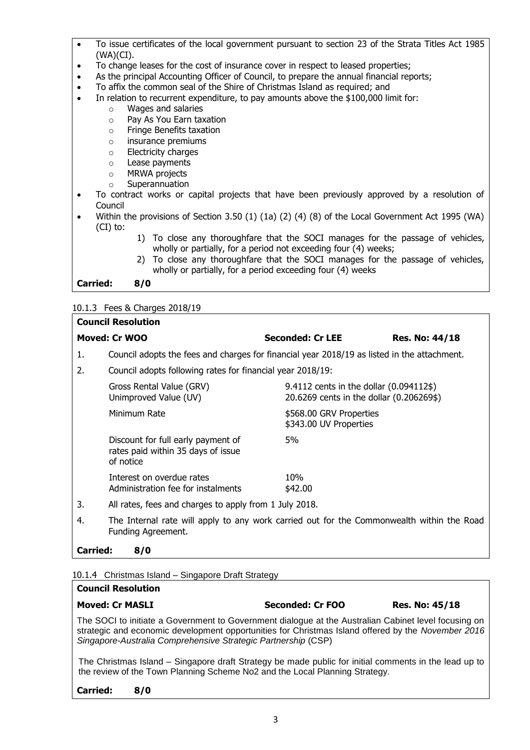- To issue certificates of the local government pursuant to section 23 of the Strata Titles Act 1985 (WA)(CI).
- To change leases for the cost of insurance cover in respect to leased properties;
- As the principal Accounting Officer of Council, to prepare the annual financial reports;
- To affix the common seal of the Shire of Christmas Island as required; and
- In relation to recurrent expenditure, to pay amounts above the $100,000 limit for:
  - Wages and salaries
  - Pay As You Earn taxation
  - Fringe Benefits taxation
  - insurance premiums
  - Electricity charges
  - Lease payments
  - MRWA projects
  - Superannuation
- To contract works or capital projects that have been previously approved by a resolution of Council
- Within the provisions of Section 3.50 (1) (1a) (2) (4) (8) of the Local Government Act 1995 (WA) (CI) to:
  1) To close any thoroughfare that the SOCI manages for the passage of vehicles, wholly or partially, for a period not exceeding four (4) weeks;
  2) To close any thoroughfare that the SOCI manages for the passage of vehicles, wholly or partially, for a period exceeding four (4) weeks

**Carried: 8/0**

10.1.3 Fees & Charges 2018/19

**Council Resolution**

**Moved: Cr WOO** **Seconded: Cr LEE** **Res. No: 44/18**

1. Council adopts the fees and charges for financial year 2018/19 as listed in the attachment.
2. Council adopts following rates for financial year 2018/19:

| | |
|---|---|
| Gross Rental Value (GRV)<br>Unimproved Value (UV) | 9.4112 cents in the dollar (0.094112$)<br>20.6269 cents in the dollar (0.206269$) |
| Minimum Rate | $568.00 GRV Properties<br>$343.00 UV Properties |
| Discount for full early payment of rates paid within 35 days of issue of notice | 5% |
| Interest on overdue rates<br>Administration fee for instalments | 10%<br>$42.00 |

3. All rates, fees and charges to apply from 1 July 2018.
4. The Internal rate will apply to any work carried out for the Commonwealth within the Road Funding Agreement.

**Carried: 8/0**

10.1.4 Christmas Island – Singapore Draft Strategy

**Council Resolution**

**Moved: Cr MASLI** **Seconded: Cr FOO** **Res. No: 45/18**

The SOCI to initiate a Government to Government dialogue at the Australian Cabinet level focusing on strategic and economic development opportunities for Christmas Island offered by the *November 2016 Singapore-Australia Comprehensive Strategic Partnership* (CSP)

The Christmas Island – Singapore draft Strategy be made public for initial comments in the lead up to the review of the Town Planning Scheme No2 and the Local Planning Strategy.

**Carried: 8/0**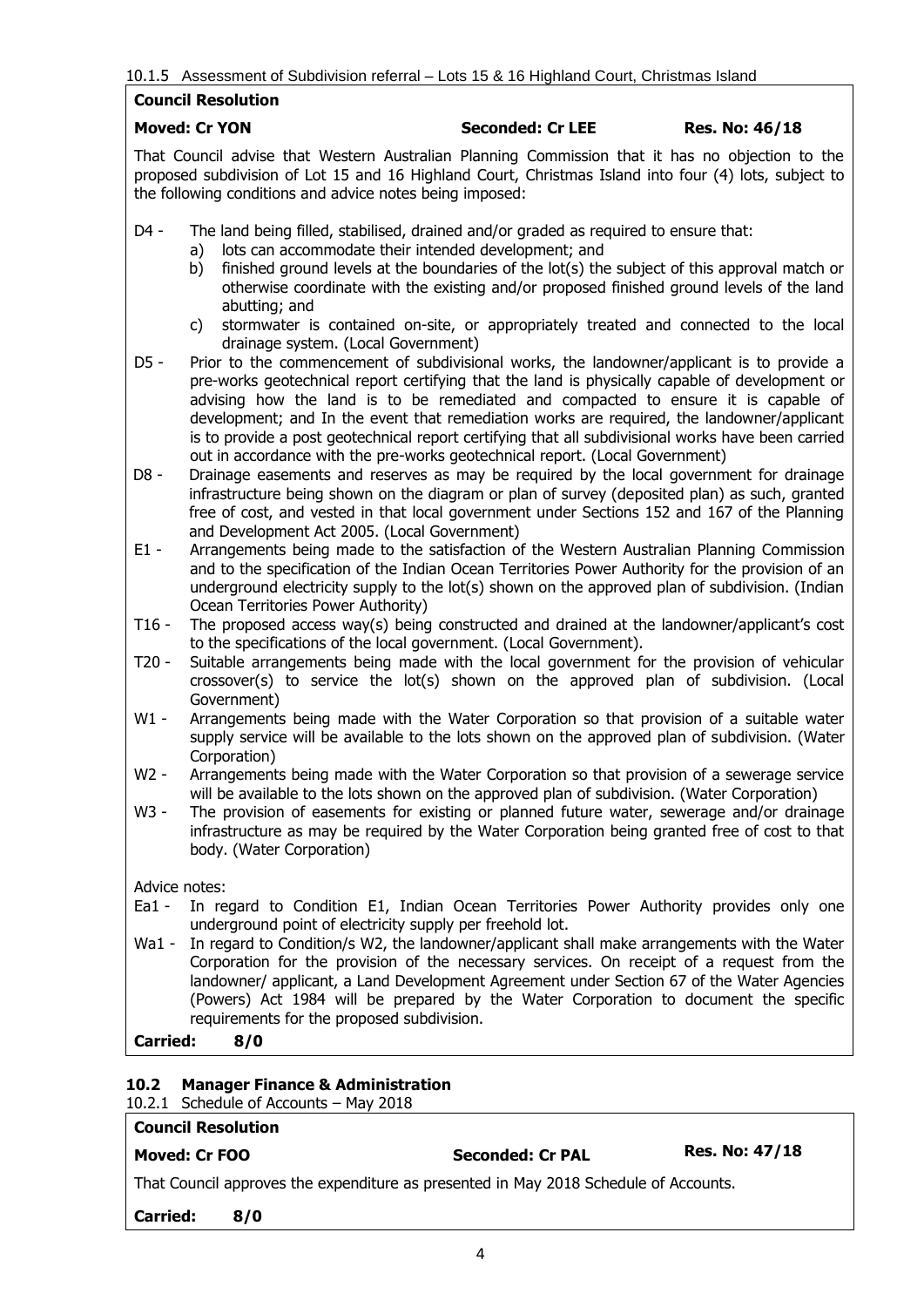10.1.5 Assessment of Subdivision referral – Lots 15 & 16 Highland Court, Christmas Island

**Council Resolution**

**Moved: Cr YON** **Seconded: Cr LEE** **Res. No: 46/18**

That Council advise that Western Australian Planning Commission that it has no objection to the proposed subdivision of Lot 15 and 16 Highland Court, Christmas Island into four (4) lots, subject to the following conditions and advice notes being imposed:

D4 - The land being filled, stabilised, drained and/or graded as required to ensure that:
   a) lots can accommodate their intended development; and
   b) finished ground levels at the boundaries of the lot(s) the subject of this approval match or otherwise coordinate with the existing and/or proposed finished ground levels of the land abutting; and
   c) stormwater is contained on-site, or appropriately treated and connected to the local drainage system. (Local Government)

D5 - Prior to the commencement of subdivisional works, the landowner/applicant is to provide a pre-works geotechnical report certifying that the land is physically capable of development or advising how the land is to be remediated and compacted to ensure it is capable of development; and In the event that remediation works are required, the landowner/applicant is to provide a post geotechnical report certifying that all subdivisional works have been carried out in accordance with the pre-works geotechnical report. (Local Government)

D8 - Drainage easements and reserves as may be required by the local government for drainage infrastructure being shown on the diagram or plan of survey (deposited plan) as such, granted free of cost, and vested in that local government under Sections 152 and 167 of the Planning and Development Act 2005. (Local Government)

E1 - Arrangements being made to the satisfaction of the Western Australian Planning Commission and to the specification of the Indian Ocean Territories Power Authority for the provision of an underground electricity supply to the lot(s) shown on the approved plan of subdivision. (Indian Ocean Territories Power Authority)

T16 - The proposed access way(s) being constructed and drained at the landowner/applicant's cost to the specifications of the local government. (Local Government).

T20 - Suitable arrangements being made with the local government for the provision of vehicular crossover(s) to service the lot(s) shown on the approved plan of subdivision. (Local Government)

W1 - Arrangements being made with the Water Corporation so that provision of a suitable water supply service will be available to the lots shown on the approved plan of subdivision. (Water Corporation)

W2 - Arrangements being made with the Water Corporation so that provision of a sewerage service will be available to the lots shown on the approved plan of subdivision. (Water Corporation)

W3 - The provision of easements for existing or planned future water, sewerage and/or drainage infrastructure as may be required by the Water Corporation being granted free of cost to that body. (Water Corporation)

Advice notes:

Ea1 - In regard to Condition E1, Indian Ocean Territories Power Authority provides only one underground point of electricity supply per freehold lot.

Wa1 - In regard to Condition/s W2, the landowner/applicant shall make arrangements with the Water Corporation for the provision of the necessary services. On receipt of a request from the landowner/ applicant, a Land Development Agreement under Section 67 of the Water Agencies (Powers) Act 1984 will be prepared by the Water Corporation to document the specific requirements for the proposed subdivision.

**Carried: 8/0**

### 10.2 Manager Finance & Administration

10.2.1 Schedule of Accounts – May 2018

**Council Resolution**

**Moved: Cr FOO** **Seconded: Cr PAL** **Res. No: 47/18**

That Council approves the expenditure as presented in May 2018 Schedule of Accounts.

**Carried: 8/0**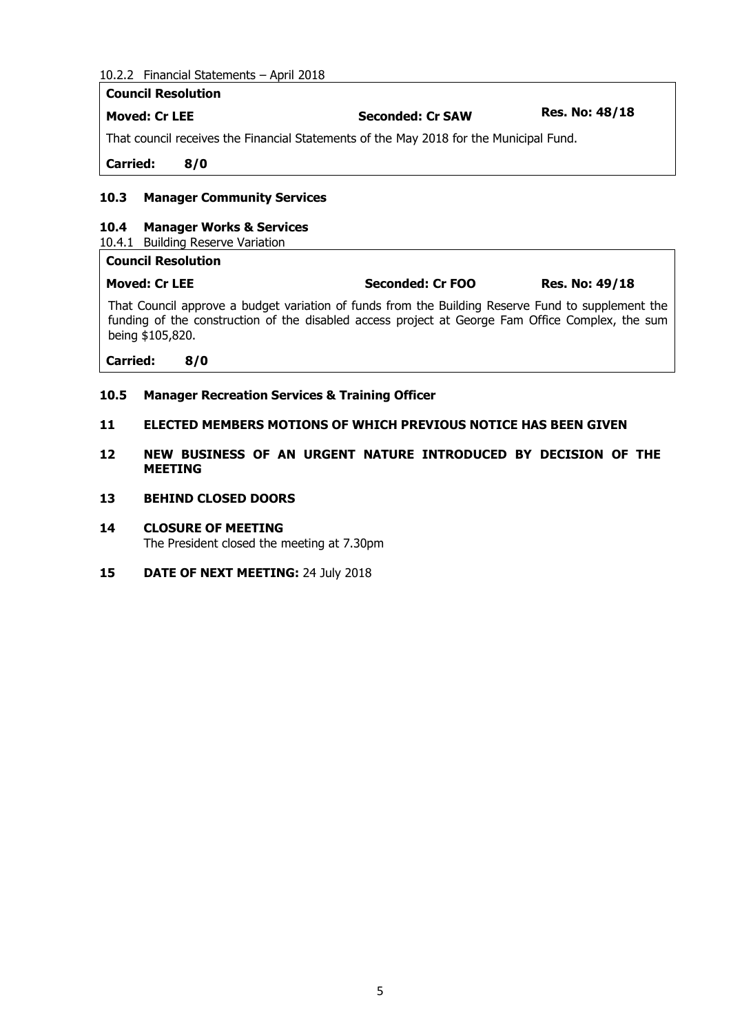10.2.2 Financial Statements – April 2018

**Council Resolution**

**Moved: Cr LEE** **Seconded: Cr SAW** **Res. No: 48/18**

That council receives the Financial Statements of the May 2018 for the Municipal Fund.

**Carried: 8/0**

### 10.3 Manager Community Services

### 10.4 Manager Works & Services

10.4.1 Building Reserve Variation

**Council Resolution**

**Moved: Cr LEE** **Seconded: Cr FOO** **Res. No: 49/18**

That Council approve a budget variation of funds from the Building Reserve Fund to supplement the funding of the construction of the disabled access project at George Fam Office Complex, the sum being $105,820.

**Carried: 8/0**

### 10.5 Manager Recreation Services & Training Officer

## 11 ELECTED MEMBERS MOTIONS OF WHICH PREVIOUS NOTICE HAS BEEN GIVEN

## 12 NEW BUSINESS OF AN URGENT NATURE INTRODUCED BY DECISION OF THE MEETING

## 13 BEHIND CLOSED DOORS

## 14 CLOSURE OF MEETING

The President closed the meeting at 7.30pm

## 15 DATE OF NEXT MEETING: 24 July 2018